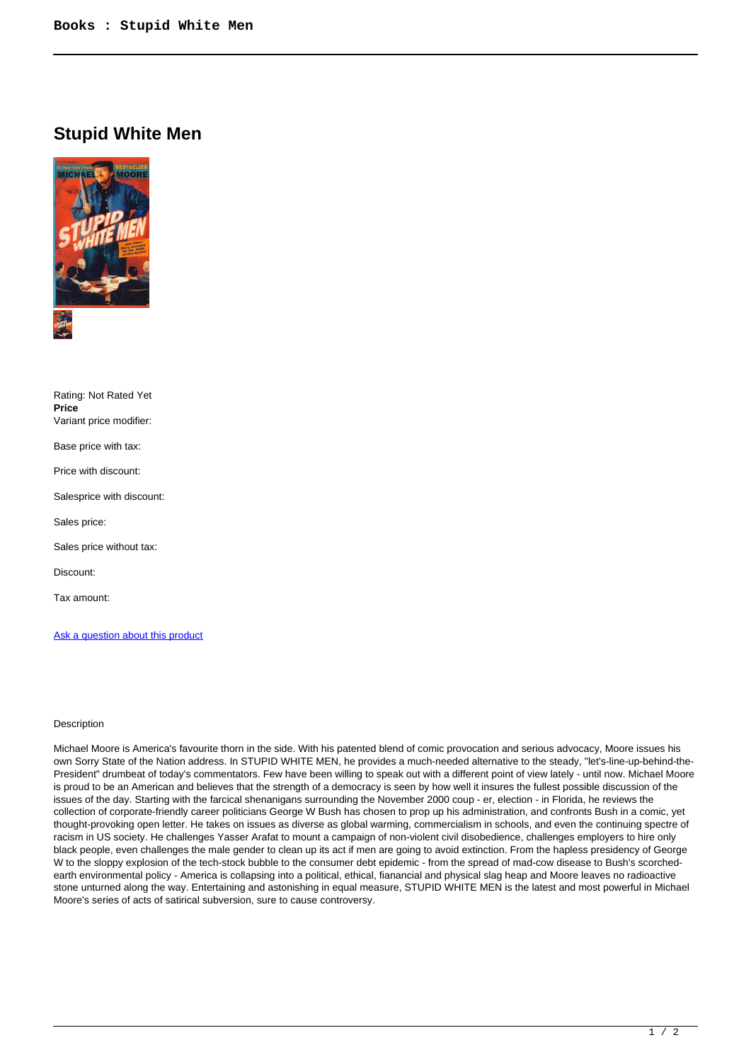# Stupid White Men

Rating: Not Rated Yet

**Price**

Variant price modifier:

Base price with tax:

Price with discount:

Salesprice with discount:

Sales price:

Sales price without tax:

Discount:

Tax amount:

Ask a question about this product

Description

Michael Moore is America's favourite thorn in the side. With his patented blend of comic provocation and serious advocacy, Moore issues his own Sorry State of the Nation address. In STUPID WHITE MEN, he provides a much-needed alternative to the steady, "let's-line-up-behind-the-President" drumbeat of today's commentators. Few have been willing to speak out with a different point of view lately - until now. Michael Moore is proud to be an American and believes that the strength of a democracy is seen by how well it insures the fullest possible discussion of the issues of the day. Starting with the farcical shenanigans surrounding the November 2000 coup - er, election - in Florida, he reviews the collection of corporate-friendly career politicians George W Bush has chosen to prop up his administration, and confronts Bush in a comic, yet thought-provoking open letter. He takes on issues as diverse as global warming, commercialism in schools, and even the continuing spectre of racism in US society. He challenges Yasser Arafat to mount a campaign of non-violent civil disobedience, challenges employers to hire only black people, even challenges the male gender to clean up its act if men are going to avoid extinction. From the hapless presidency of George W to the sloppy explosion of the tech-stock bubble to the consumer debt epidemic - from the spread of mad-cow disease to Bush's scorched-earth environmental policy - America is collapsing into a political, ethical, fianancial and physical slag heap and Moore leaves no radioactive stone unturned along the way. Entertaining and astonishing in equal measure, STUPID WHITE MEN is the latest and most powerful in Michael Moore's series of acts of satirical subversion, sure to cause controversy.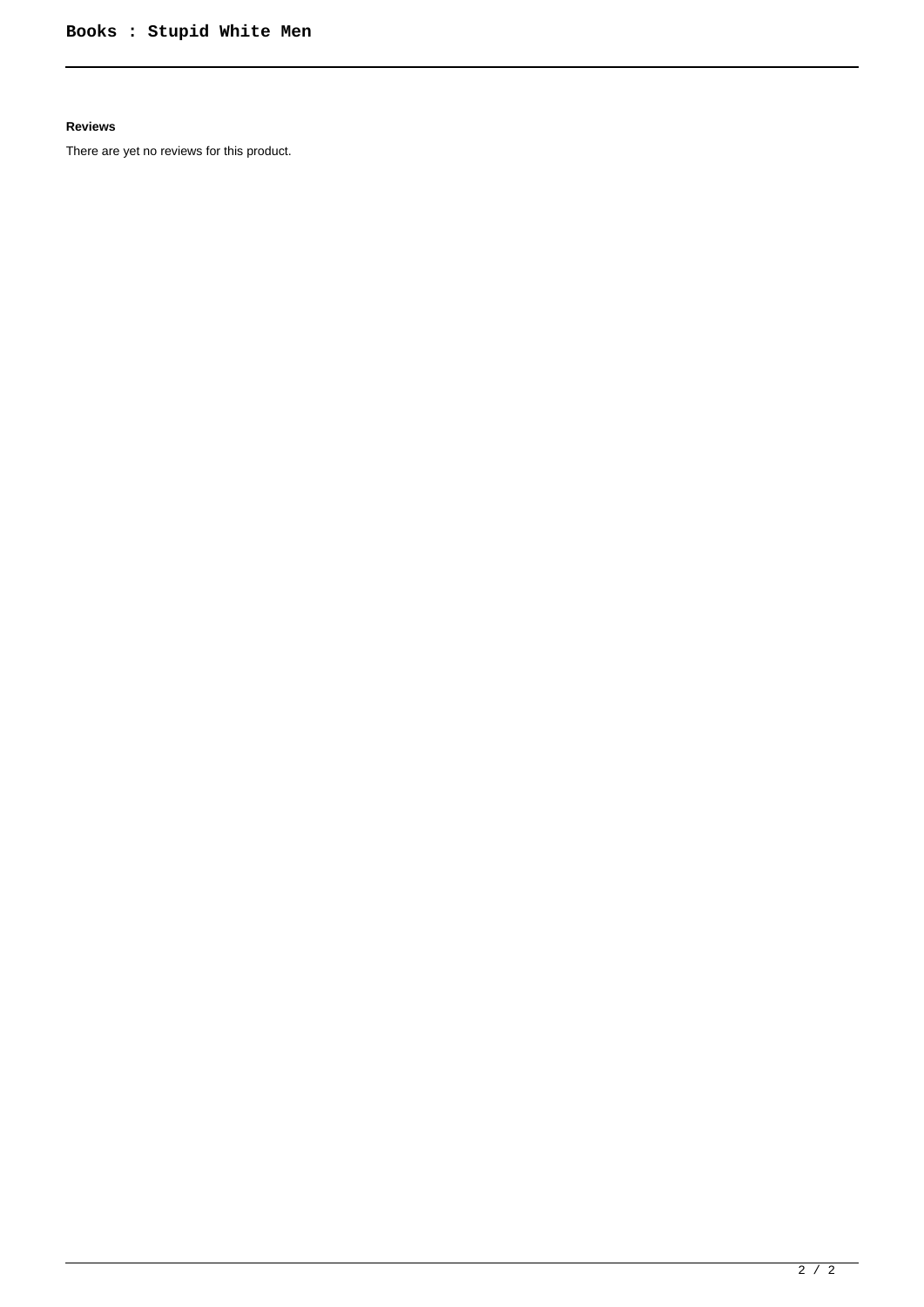**Reviews**

There are yet no reviews for this product.